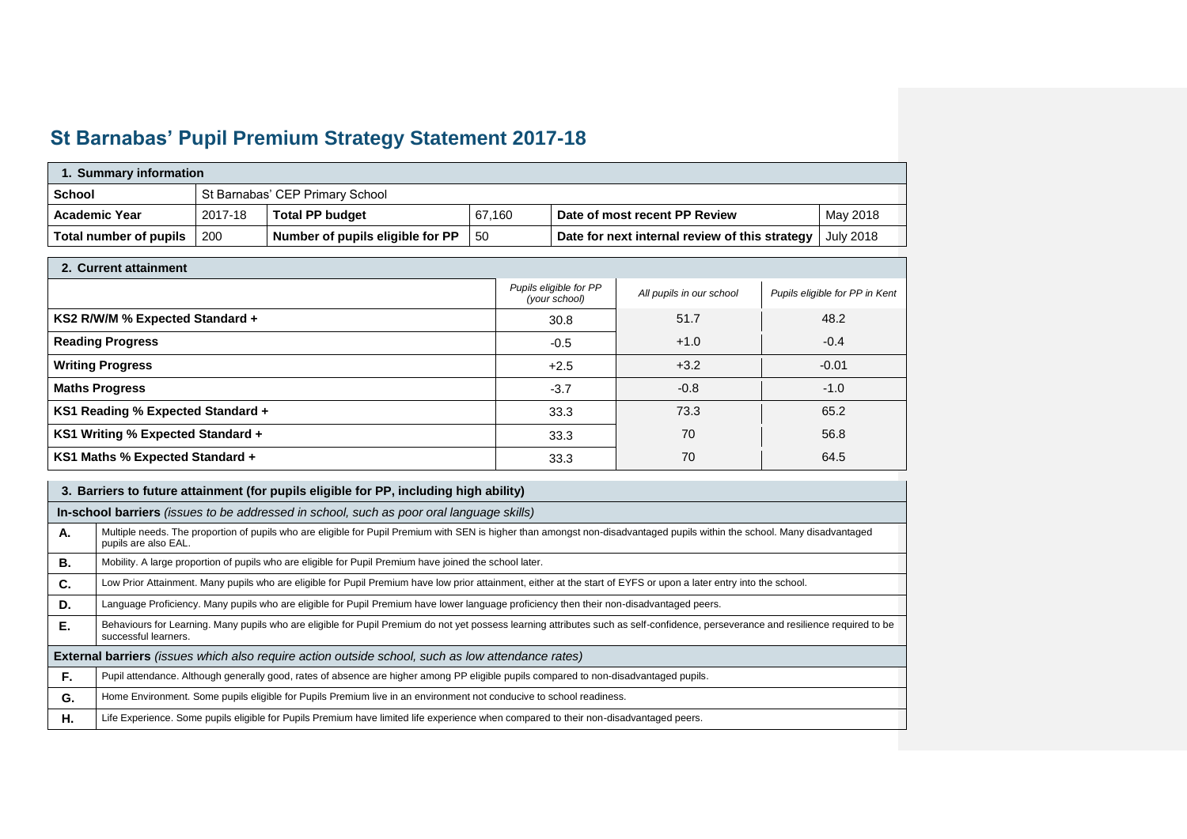# St Barnabas' Pupil Premium Strategy Statement 2017-18

| 1. Summary information | | | | | |
|---|---|---|---|---|---|
| **School** | St Barnabas' CEP Primary School | | | | |
| **Academic Year** | 2017-18 | **Total PP budget** | 67,160 | **Date of most recent PP Review** | May 2018 |
| **Total number of pupils** | 200 | **Number of pupils eligible for PP** | 50 | **Date for next internal review of this strategy** | July 2018 |

| 2. Current attainment | | | |
|---|---|---|---|
| | *Pupils eligible for PP (your school)* | *All pupils in our school* | *Pupils eligible for PP in Kent* |
| **KS2 R/W/M % Expected Standard +** | 30.8 | 51.7 | 48.2 |
| **Reading Progress** | -0.5 | +1.0 | -0.4 |
| **Writing Progress** | +2.5 | +3.2 | -0.01 |
| **Maths Progress** | -3.7 | -0.8 | -1.0 |
| **KS1 Reading % Expected Standard +** | 33.3 | 73.3 | 65.2 |
| **KS1 Writing % Expected Standard +** | 33.3 | 70 | 56.8 |
| **KS1 Maths % Expected Standard +** | 33.3 | 70 | 64.5 |

| 3. Barriers to future attainment (for pupils eligible for PP, including high ability) | |
|---|---|
| **In-school barriers** *(issues to be addressed in school, such as poor oral language skills)* | |
| **A.** | Multiple needs. The proportion of pupils who are eligible for Pupil Premium with SEN is higher than amongst non-disadvantaged pupils within the school. Many disadvantaged pupils are also EAL. |
| **B.** | Mobility. A large proportion of pupils who are eligible for Pupil Premium have joined the school later. |
| **C.** | Low Prior Attainment. Many pupils who are eligible for Pupil Premium have low prior attainment, either at the start of EYFS or upon a later entry into the school. |
| **D.** | Language Proficiency. Many pupils who are eligible for Pupil Premium have lower language proficiency then their non-disadvantaged peers. |
| **E.** | Behaviours for Learning. Many pupils who are eligible for Pupil Premium do not yet possess learning attributes such as self-confidence, perseverance and resilience required to be successful learners. |
| **External barriers** *(issues which also require action outside school, such as low attendance rates)* | |
| **F.** | Pupil attendance. Although generally good, rates of absence are higher among PP eligible pupils compared to non-disadvantaged pupils. |
| **G.** | Home Environment. Some pupils eligible for Pupils Premium live in an environment not conducive to school readiness. |
| **H.** | Life Experience. Some pupils eligible for Pupils Premium have limited life experience when compared to their non-disadvantaged peers. |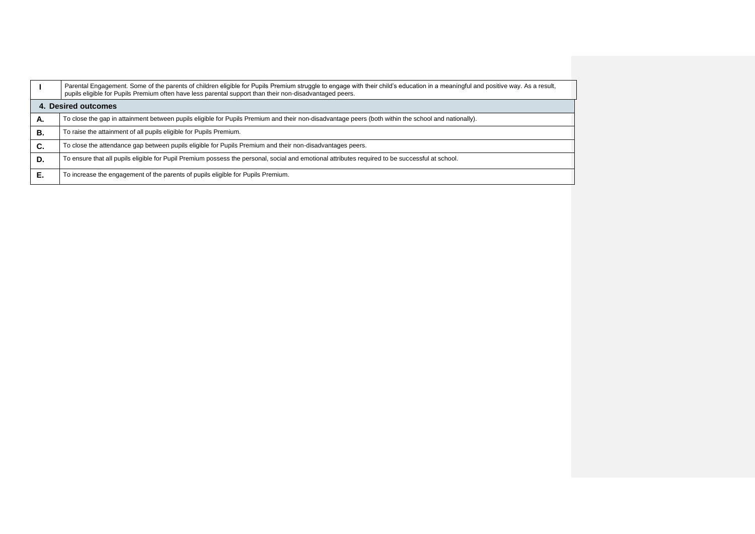| | |
|---|---|
| **I** | Parental Engagement. Some of the parents of children eligible for Pupils Premium struggle to engage with their child's education in a meaningful and positive way. As a result, pupils eligible for Pupils Premium often have less parental support than their non-disadvantaged peers. |

| **4. Desired outcomes** | |
|---|---|
| **A.** | To close the gap in attainment between pupils eligible for Pupils Premium and their non-disadvantage peers (both within the school and nationally). |
| **B.** | To raise the attainment of all pupils eligible for Pupils Premium. |
| **C.** | To close the attendance gap between pupils eligible for Pupils Premium and their non-disadvantages peers. |
| **D.** | To ensure that all pupils eligible for Pupil Premium possess the personal, social and emotional attributes required to be successful at school. |
| **E.** | To increase the engagement of the parents of pupils eligible for Pupils Premium. |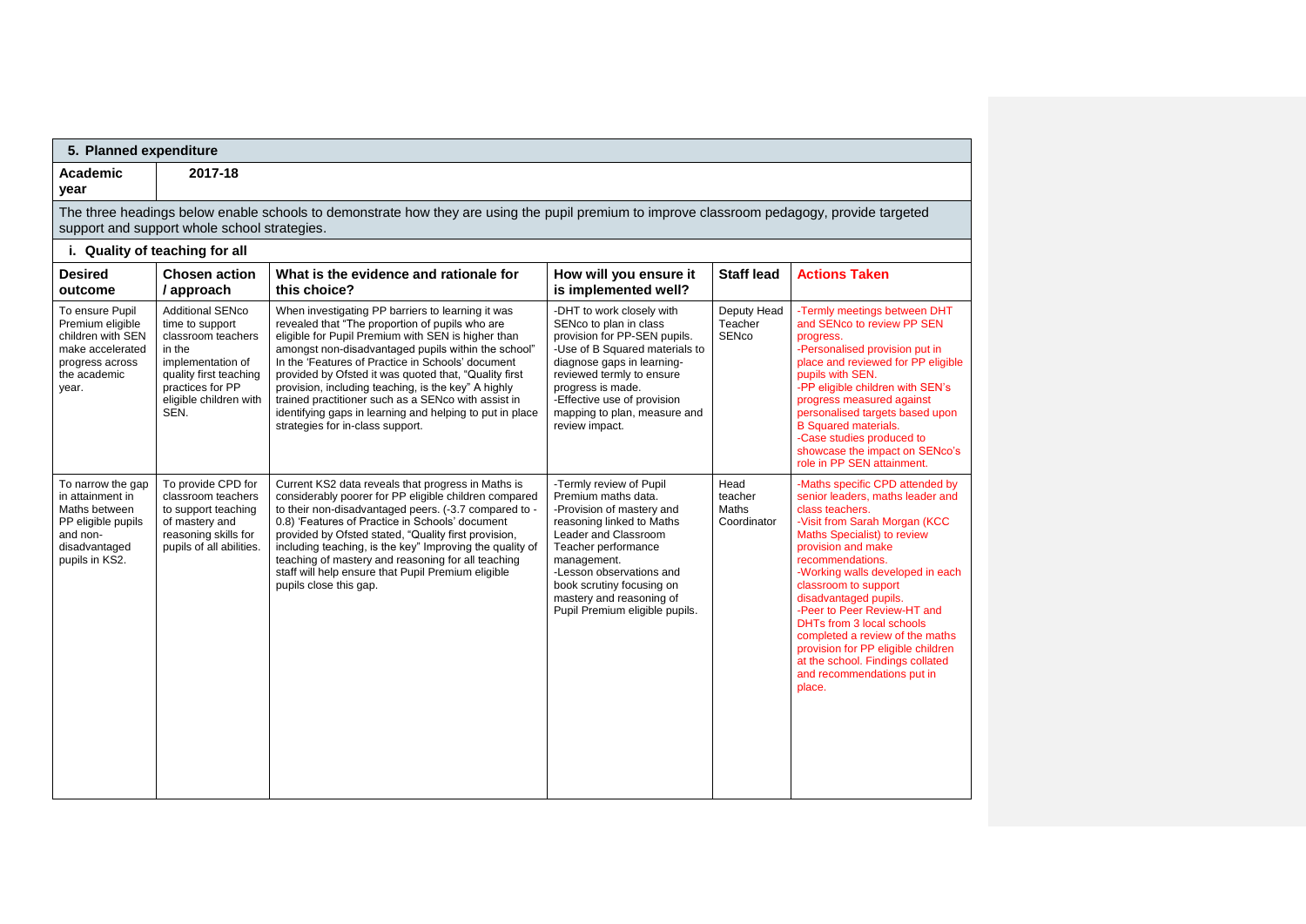## 5. Planned expenditure

**Academic year** **2017-18**

The three headings below enable schools to demonstrate how they are using the pupil premium to improve classroom pedagogy, provide targeted support and support whole school strategies.

### i. Quality of teaching for all

| Desired outcome | Chosen action / approach | What is the evidence and rationale for this choice? | How will you ensure it is implemented well? | Staff lead | Actions Taken |
|---|---|---|---|---|---|
| To ensure Pupil Premium eligible children with SEN make accelerated progress across the academic year. | Additional SENco time to support classroom teachers in the implementation of quality first teaching practices for PP eligible children with SEN. | When investigating PP barriers to learning it was revealed that "The proportion of pupils who are eligible for Pupil Premium with SEN is higher than amongst non-disadvantaged pupils within the school" In the 'Features of Practice in Schools' document provided by Ofsted it was quoted that, "Quality first provision, including teaching, is the key" A highly trained practitioner such as a SENco with assist in identifying gaps in learning and helping to put in place strategies for in-class support. | -DHT to work closely with SENco to plan in class provision for PP-SEN pupils.<br>-Use of B Squared materials to diagnose gaps in learning- reviewed termly to ensure progress is made.<br>-Effective use of provision mapping to plan, measure and review impact. | Deputy Head Teacher SENco | -Termly meetings between DHT and SENco to review PP SEN progress.<br>-Personalised provision put in place and reviewed for PP eligible pupils with SEN.<br>-PP eligible children with SEN's progress measured against personalised targets based upon B Squared materials.<br>-Case studies produced to showcase the impact on SENco's role in PP SEN attainment. |
| To narrow the gap in attainment in Maths between PP eligible pupils and non-disadvantaged pupils in KS2. | To provide CPD for classroom teachers to support teaching of mastery and reasoning skills for pupils of all abilities. | Current KS2 data reveals that progress in Maths is considerably poorer for PP eligible children compared to their non-disadvantaged peers. (-3.7 compared to -0.8) 'Features of Practice in Schools' document provided by Ofsted stated, "Quality first provision, including teaching, is the key" Improving the quality of teaching of mastery and reasoning for all teaching staff will help ensure that Pupil Premium eligible pupils close this gap. | -Termly review of Pupil Premium maths data.<br>-Provision of mastery and reasoning linked to Maths Leader and Classroom Teacher performance management.<br>-Lesson observations and book scrutiny focusing on mastery and reasoning of Pupil Premium eligible pupils. | Head teacher Maths Coordinator | -Maths specific CPD attended by senior leaders, maths leader and class teachers.<br>-Visit from Sarah Morgan (KCC Maths Specialist) to review provision and make recommendations.<br>-Working walls developed in each classroom to support disadvantaged pupils.<br>-Peer to Peer Review-HT and DHTs from 3 local schools completed a review of the maths provision for PP eligible children at the school. Findings collated and recommendations put in place. |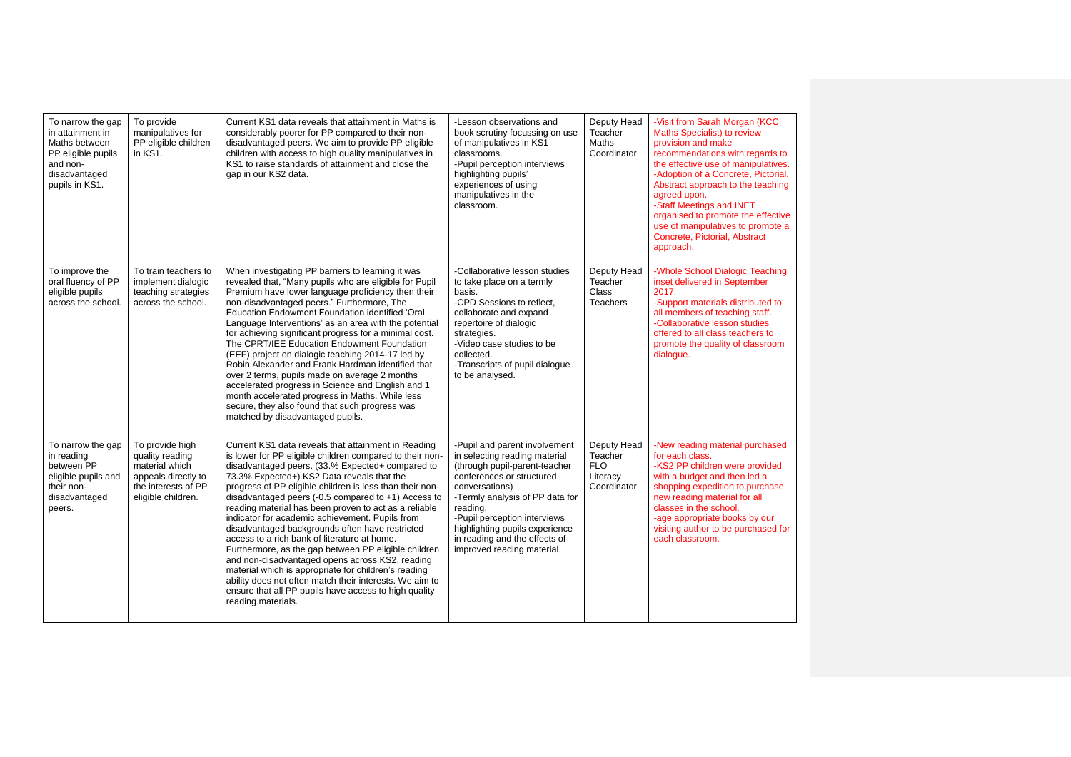| To narrow the gap in attainment in Maths between PP eligible pupils and non-disadvantaged pupils in KS1. | To provide manipulatives for PP eligible children in KS1. | Current KS1 data reveals that attainment in Maths is considerably poorer for PP compared to their non-disadvantaged peers. We aim to provide PP eligible children with access to high quality manipulatives in KS1 to raise standards of attainment and close the gap in our KS2 data. | -Lesson observations and book scrutiny focussing on use of manipulatives in KS1 classrooms.<br>-Pupil perception interviews highlighting pupils' experiences of using manipulatives in the classroom. | Deputy Head Teacher<br>Maths Coordinator | -Visit from Sarah Morgan (KCC Maths Specialist) to review provision and make recommendations with regards to the effective use of manipulatives.<br>-Adoption of a Concrete, Pictorial, Abstract approach to the teaching agreed upon.<br>-Staff Meetings and INET organised to promote the effective use of manipulatives to promote a Concrete, Pictorial, Abstract approach. |
|---|---|---|---|---|---|
| To improve the oral fluency of PP eligible pupils across the school. | To train teachers to implement dialogic teaching strategies across the school. | When investigating PP barriers to learning it was revealed that, "Many pupils who are eligible for Pupil Premium have lower language proficiency then their non-disadvantaged peers." Furthermore, The Education Endowment Foundation identified 'Oral Language Interventions' as an area with the potential for achieving significant progress for a minimal cost. The CPRT/IEE Education Endowment Foundation (EEF) project on dialogic teaching 2014-17 led by Robin Alexander and Frank Hardman identified that over 2 terms, pupils made on average 2 months accelerated progress in Science and English and 1 month accelerated progress in Maths. While less secure, they also found that such progress was matched by disadvantaged pupils. | -Collaborative lesson studies to take place on a termly basis.<br>-CPD Sessions to reflect, collaborate and expand repertoire of dialogic strategies.<br>-Video case studies to be collected.<br>-Transcripts of pupil dialogue to be analysed. | Deputy Head Teacher<br>Class Teachers | -Whole School Dialogic Teaching inset delivered in September 2017.<br>-Support materials distributed to all members of teaching staff.<br>-Collaborative lesson studies offered to all class teachers to promote the quality of classroom dialogue. |
| To narrow the gap in reading between PP eligible pupils and their non-disadvantaged peers. | To provide high quality reading material which appeals directly to the interests of PP eligible children. | Current KS1 data reveals that attainment in Reading is lower for PP eligible children compared to their non-disadvantaged peers. (33.% Expected+ compared to 73.3% Expected+) KS2 Data reveals that the progress of PP eligible children is less than their non-disadvantaged peers (-0.5 compared to +1) Access to reading material has been proven to act as a reliable indicator for academic achievement. Pupils from disadvantaged backgrounds often have restricted access to a rich bank of literature at home. Furthermore, as the gap between PP eligible children and non-disadvantaged opens across KS2, reading material which is appropriate for children's reading ability does not often match their interests. We aim to ensure that all PP pupils have access to high quality reading materials. | -Pupil and parent involvement in selecting reading material (through pupil-parent-teacher conferences or structured conversations)<br>-Termly analysis of PP data for reading.<br>-Pupil perception interviews highlighting pupils experience in reading and the effects of improved reading material. | Deputy Head Teacher<br>FLO<br>Literacy Coordinator | -New reading material purchased for each class.<br>-KS2 PP children were provided with a budget and then led a shopping expedition to purchase new reading material for all classes in the school.<br>-age appropriate books by our visiting author to be purchased for each classroom. |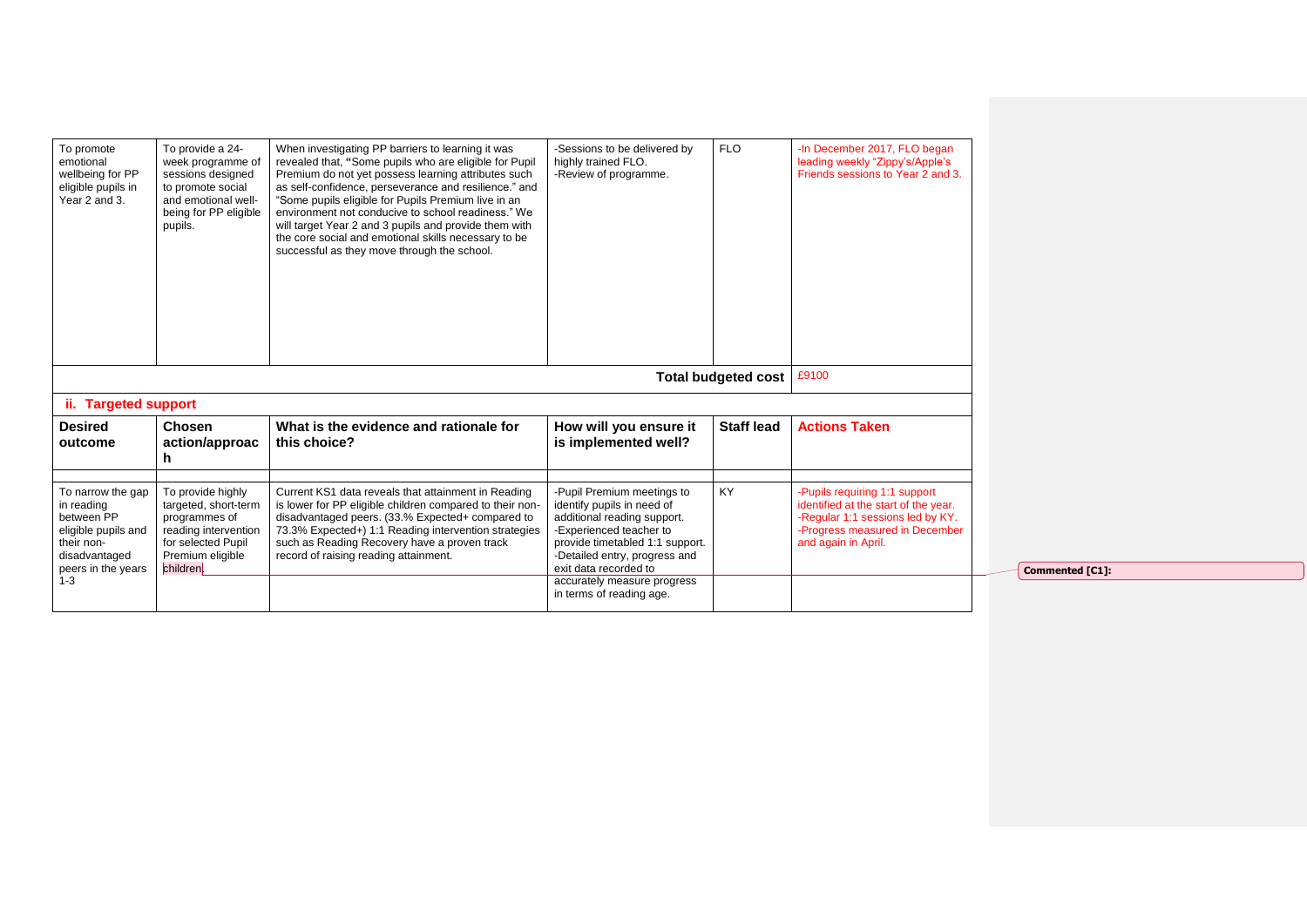| | | | | | |
|---|---|---|---|---|---|
| To promote emotional wellbeing for PP eligible pupils in Year 2 and 3. | To provide a 24-week programme of sessions designed to promote social and emotional well-being for PP eligible pupils. | When investigating PP barriers to learning it was revealed that, "Some pupils who are eligible for Pupil Premium do not yet possess learning attributes such as self-confidence, perseverance and resilience." and "Some pupils eligible for Pupils Premium live in an environment not conducive to school readiness." We will target Year 2 and 3 pupils and provide them with the core social and emotional skills necessary to be successful as they move through the school. | -Sessions to be delivered by highly trained FLO.<br>-Review of programme. | FLO | -In December 2017, FLO began leading weekly "Zippy's/Apple's Friends sessions to Year 2 and 3. |
| | | | | **Total budgeted cost** | £9100 |

## ii. Targeted support

| Desired outcome | Chosen action/approach | What is the evidence and rationale for this choice? | How will you ensure it is implemented well? | Staff lead | Actions Taken |
|---|---|---|---|---|---|
| | | | | | |
| To narrow the gap in reading between PP eligible pupils and their non-disadvantaged peers in the years 1-3 | To provide highly targeted, short-term programmes of reading intervention for selected Pupil Premium eligible children. | Current KS1 data reveals that attainment in Reading is lower for PP eligible children compared to their non-disadvantaged peers. (33.% Expected+ compared to 73.3% Expected+) 1:1 Reading intervention strategies such as Reading Recovery have a proven track record of raising reading attainment. | -Pupil Premium meetings to identify pupils in need of additional reading support.<br>-Experienced teacher to provide timetabled 1:1 support.<br>-Detailed entry, progress and exit data recorded to accurately measure progress in terms of reading age. | KY | -Pupils requiring 1:1 support identified at the start of the year.<br>-Regular 1:1 sessions led by KY.<br>-Progress measured in December and again in April. |

Commented [C1]: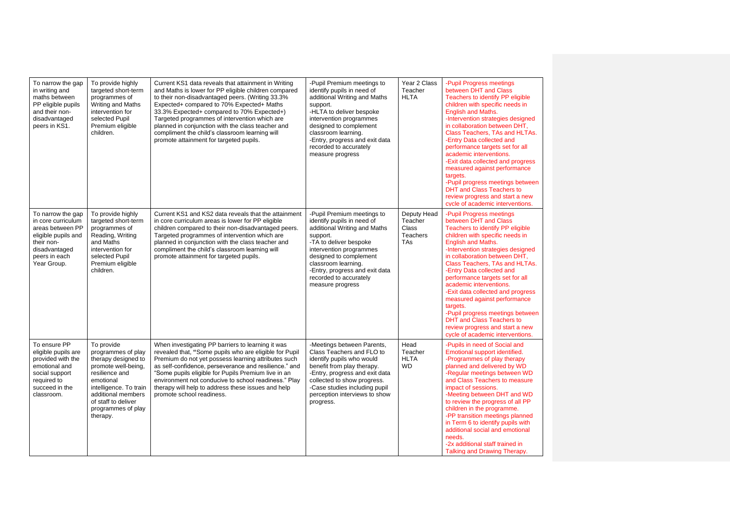| To narrow the gap in writing and maths between PP eligible pupils and their non-disadvantaged peers in KS1. | To provide highly targeted short-term programmes of Writing and Maths intervention for selected Pupil Premium eligible children. | Current KS1 data reveals that attainment in Writing and Maths is lower for PP eligible children compared to their non-disadvantaged peers. (Writing 33.3% Expected+ compared to 70% Expected+ Maths 33.3% Expected+ compared to 70% Expected+) Targeted programmes of intervention which are planned in conjunction with the class teacher and compliment the child's classroom learning will promote attainment for targeted pupils. | -Pupil Premium meetings to identify pupils in need of additional Writing and Maths support.<br>-HLTA to deliver bespoke intervention programmes designed to complement classroom learning.<br>-Entry, progress and exit data recorded to accurately measure progress | Year 2 Class Teacher<br>HLTA | -Pupil Progress meetings between DHT and Class Teachers to identify PP eligible children with specific needs in English and Maths.<br>-Intervention strategies designed in collaboration between DHT, Class Teachers, TAs and HLTAs.<br>-Entry Data collected and performance targets set for all academic interventions.<br>-Exit data collected and progress measured against performance targets.<br>-Pupil progress meetings between DHT and Class Teachers to review progress and start a new cycle of academic interventions. |
|---|---|---|---|---|---|
| To narrow the gap in core curriculum areas between PP eligible pupils and their non-disadvantaged peers in each Year Group. | To provide highly targeted short-term programmes of Reading, Writing and Maths intervention for selected Pupil Premium eligible children. | Current KS1 and KS2 data reveals that the attainment in core curriculum areas is lower for PP eligible children compared to their non-disadvantaged peers. Targeted programmes of intervention which are planned in conjunction with the class teacher and compliment the child's classroom learning will promote attainment for targeted pupils. | -Pupil Premium meetings to identify pupils in need of additional Writing and Maths support.<br>-TA to deliver bespoke intervention programmes designed to complement classroom learning.<br>-Entry, progress and exit data recorded to accurately measure progress | Deputy Head Teacher<br>Class Teachers<br>TAs | -Pupil Progress meetings between DHT and Class Teachers to identify PP eligible children with specific needs in English and Maths.<br>-Intervention strategies designed in collaboration between DHT, Class Teachers, TAs and HLTAs.<br>-Entry Data collected and performance targets set for all academic interventions.<br>-Exit data collected and progress measured against performance targets.<br>-Pupil progress meetings between DHT and Class Teachers to review progress and start a new cycle of academic interventions. |
| To ensure PP eligible pupils are provided with the emotional and social support required to succeed in the classroom. | To provide programmes of play therapy designed to promote well-being, resilience and emotional intelligence. To train additional members of staff to deliver programmes of play therapy. | When investigating PP barriers to learning it was revealed that, "Some pupils who are eligible for Pupil Premium do not yet possess learning attributes such as self-confidence, perseverance and resilience." and "Some pupils eligible for Pupils Premium live in an environment not conducive to school readiness." Play therapy will help to address these issues and help promote school readiness. | -Meetings between Parents, Class Teachers and FLO to identify pupils who would benefit from play therapy.<br>-Entry, progress and exit data collected to show progress.<br>-Case studies including pupil perception interviews to show progress. | Head Teacher<br>HLTA<br>WD | -Pupils in need of Social and Emotional support identified.<br>-Programmes of play therapy planned and delivered by WD<br>-Regular meetings between WD and Class Teachers to measure impact of sessions.<br>-Meeting between DHT and WD to review the progress of all PP children in the programme.<br>-PP transition meetings planned in Term 6 to identify pupils with additional social and emotional needs.<br>-2x additional staff trained in Talking and Drawing Therapy. |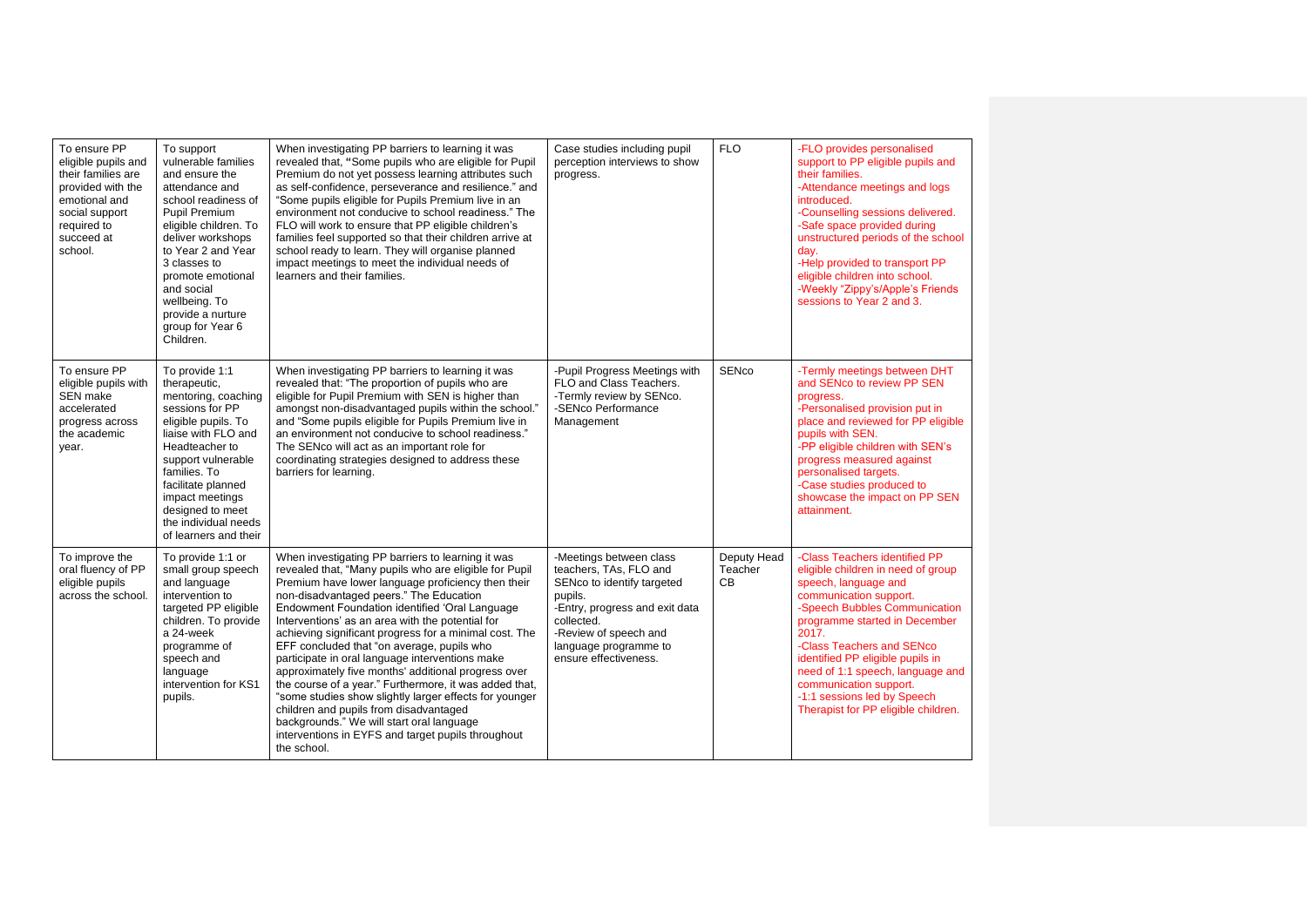| To ensure PP eligible pupils and their families are provided with the emotional and social support required to succeed at school. | To support vulnerable families and ensure the attendance and school readiness of Pupil Premium eligible children. To deliver workshops to Year 2 and Year 3 classes to promote emotional and social wellbeing. To provide a nurture group for Year 6 Children. | When investigating PP barriers to learning it was revealed that, "Some pupils who are eligible for Pupil Premium do not yet possess learning attributes such as self-confidence, perseverance and resilience." and "Some pupils eligible for Pupils Premium live in an environment not conducive to school readiness." The FLO will work to ensure that PP eligible children's families feel supported so that their children arrive at school ready to learn. They will organise planned impact meetings to meet the individual needs of learners and their families. | Case studies including pupil perception interviews to show progress. | FLO | -FLO provides personalised support to PP eligible pupils and their families.<br>-Attendance meetings and logs introduced.<br>-Counselling sessions delivered.<br>-Safe space provided during unstructured periods of the school day.<br>-Help provided to transport PP eligible children into school.<br>-Weekly "Zippy's/Apple's Friends sessions to Year 2 and 3. |
|---|---|---|---|---|---|
| To ensure PP eligible pupils with SEN make accelerated progress across the academic year. | To provide 1:1 therapeutic, mentoring, coaching sessions for PP eligible pupils. To liaise with FLO and Headteacher to support vulnerable families. To facilitate planned impact meetings designed to meet the individual needs of learners and their | When investigating PP barriers to learning it was revealed that: "The proportion of pupils who are eligible for Pupil Premium with SEN is higher than amongst non-disadvantaged pupils within the school." and "Some pupils eligible for Pupils Premium live in an environment not conducive to school readiness." The SENco will act as an important role for coordinating strategies designed to address these barriers for learning. | -Pupil Progress Meetings with FLO and Class Teachers.<br>-Termly review by SENco.<br>-SENco Performance Management | SENco | -Termly meetings between DHT and SENco to review PP SEN progress.<br>-Personalised provision put in place and reviewed for PP eligible pupils with SEN.<br>-PP eligible children with SEN's progress measured against personalised targets.<br>-Case studies produced to showcase the impact on PP SEN attainment. |
| To improve the oral fluency of PP eligible pupils across the school. | To provide 1:1 or small group speech and language intervention to targeted PP eligible children. To provide a 24-week programme of speech and language intervention for KS1 pupils. | When investigating PP barriers to learning it was revealed that, "Many pupils who are eligible for Pupil Premium have lower language proficiency then their non-disadvantaged peers." The Education Endowment Foundation identified 'Oral Language Interventions' as an area with the potential for achieving significant progress for a minimal cost. The EFF concluded that "on average, pupils who participate in oral language interventions make approximately five months' additional progress over the course of a year." Furthermore, it was added that, "some studies show slightly larger effects for younger children and pupils from disadvantaged backgrounds." We will start oral language interventions in EYFS and target pupils throughout the school. | -Meetings between class teachers, TAs, FLO and SENco to identify targeted pupils.<br>-Entry, progress and exit data collected.<br>-Review of speech and language programme to ensure effectiveness. | Deputy Head Teacher CB | -Class Teachers identified PP eligible children in need of group speech, language and communication support.<br>-Speech Bubbles Communication programme started in December 2017.<br>-Class Teachers and SENco identified PP eligible pupils in need of 1:1 speech, language and communication support.<br>-1:1 sessions led by Speech Therapist for PP eligible children. |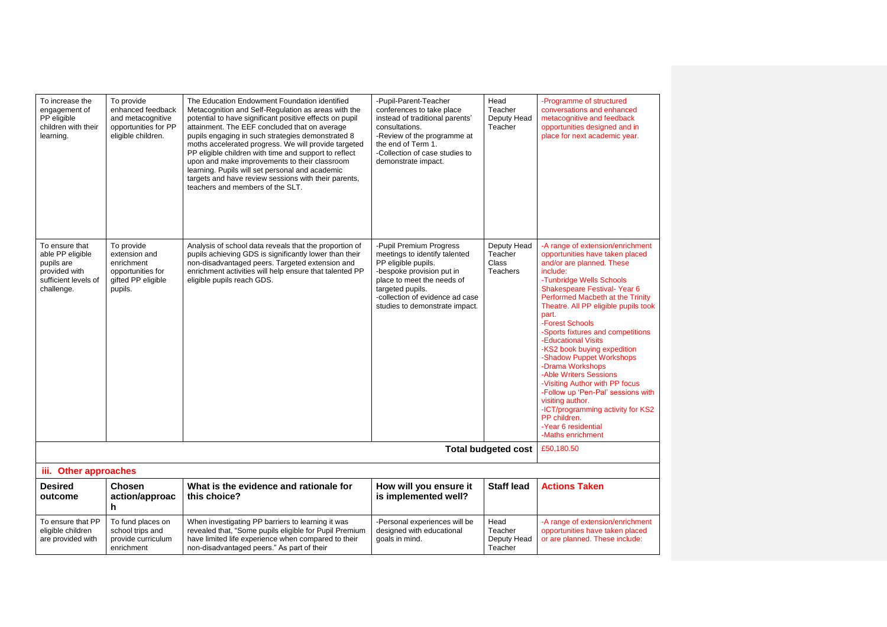| | | | | | |
|---|---|---|---|---|---|
| To increase the engagement of PP eligible children with their learning. | To provide enhanced feedback and metacognitive opportunities for PP eligible children. | The Education Endowment Foundation identified Metacognition and Self-Regulation as areas with the potential to have significant positive effects on pupil attainment. The EEF concluded that on average pupils engaging in such strategies demonstrated 8 moths accelerated progress. We will provide targeted PP eligible children with time and support to reflect upon and make improvements to their classroom learning. Pupils will set personal and academic targets and have review sessions with their parents, teachers and members of the SLT. | -Pupil-Parent-Teacher conferences to take place instead of traditional parents' consultations.<br>-Review of the programme at the end of Term 1.<br>-Collection of case studies to demonstrate impact. | Head Teacher<br>Deputy Head Teacher | -Programme of structured conversations and enhanced metacognitive and feedback opportunities designed and in place for next academic year. |
| To ensure that able PP eligible pupils are provided with sufficient levels of challenge. | To provide extension and enrichment opportunities for gifted PP eligible pupils. | Analysis of school data reveals that the proportion of pupils achieving GDS is significantly lower than their non-disadvantaged peers. Targeted extension and enrichment activities will help ensure that talented PP eligible pupils reach GDS. | -Pupil Premium Progress meetings to identify talented PP eligible pupils.<br>-bespoke provision put in place to meet the needs of targeted pupils.<br>-collection of evidence ad case studies to demonstrate impact. | Deputy Head Teacher<br>Class Teachers | -A range of extension/enrichment opportunities have taken placed and/or are planned. These include:<br>-Tunbridge Wells Schools Shakespeare Festival- Year 6 Performed Macbeth at the Trinity Theatre. All PP eligible pupils took part.<br>-Forest Schools<br>-Sports fixtures and competitions<br>-Educational Visits<br>-KS2 book buying expedition<br>-Shadow Puppet Workshops<br>-Drama Workshops<br>-Able Writers Sessions<br>-Visiting Author with PP focus<br>-Follow up 'Pen-Pal' sessions with visiting author.<br>-ICT/programming activity for KS2 PP children.<br>-Year 6 residential<br>-Maths enrichment |
| | | | | **Total budgeted cost** | £50,180.50 |

### iii. Other approaches

| **Desired outcome** | **Chosen action/approach** | **What is the evidence and rationale for this choice?** | **How will you ensure it is implemented well?** | **Staff lead** | **Actions Taken** |
|---|---|---|---|---|---|
| To ensure that PP eligible children are provided with | To fund places on school trips and provide curriculum enrichment | When investigating PP barriers to learning it was revealed that, "Some pupils eligible for Pupil Premium have limited life experience when compared to their non-disadvantaged peers." As part of their | -Personal experiences will be designed with educational goals in mind. | Head Teacher<br>Deputy Head Teacher | -A range of extension/enrichment opportunities have taken placed or are planned. These include: |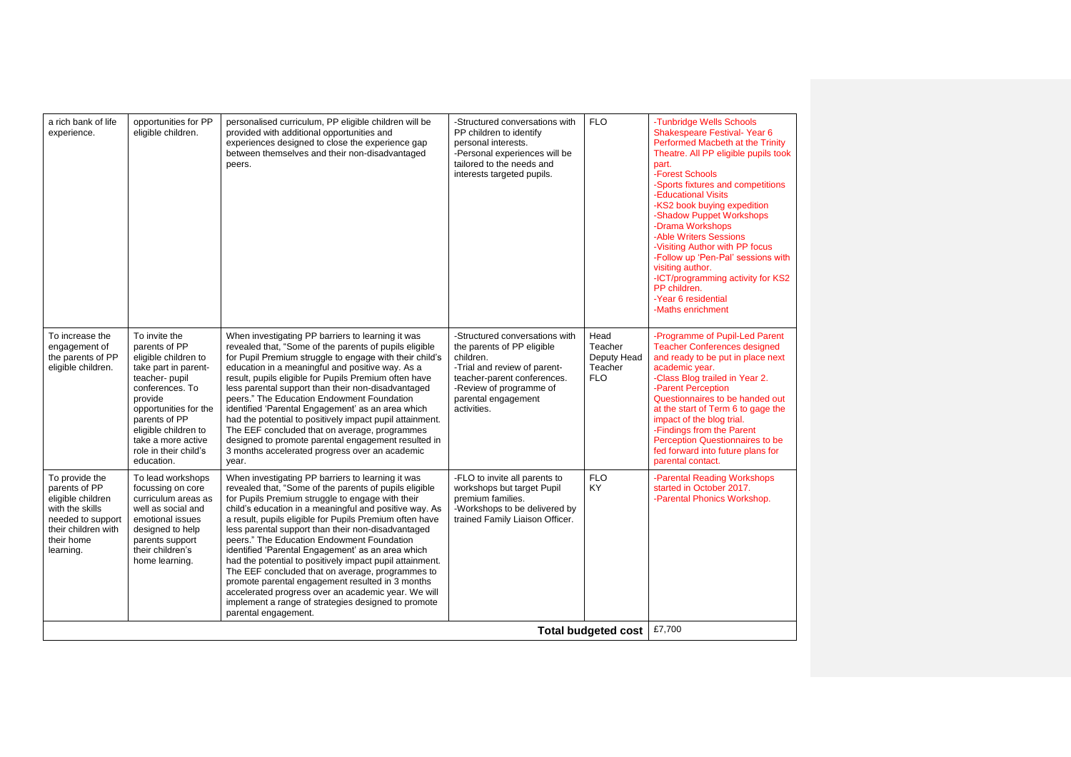| | | | | | |
|---|---|---|---|---|---|
| a rich bank of life experience. | opportunities for PP eligible children. | personalised curriculum, PP eligible children will be provided with additional opportunities and experiences designed to close the experience gap between themselves and their non-disadvantaged peers. | -Structured conversations with PP children to identify personal interests.<br>-Personal experiences will be tailored to the needs and interests targeted pupils. | FLO | -Tunbridge Wells Schools Shakespeare Festival- Year 6 Performed Macbeth at the Trinity Theatre. All PP eligible pupils took part.<br>-Forest Schools<br>-Sports fixtures and competitions<br>-Educational Visits<br>-KS2 book buying expedition<br>-Shadow Puppet Workshops<br>-Drama Workshops<br>-Able Writers Sessions<br>-Visiting Author with PP focus<br>-Follow up 'Pen-Pal' sessions with visiting author.<br>-ICT/programming activity for KS2 PP children.<br>-Year 6 residential<br>-Maths enrichment |
| To increase the engagement of the parents of PP eligible children. | To invite the parents of PP eligible children to take part in parent-teacher- pupil conferences. To provide opportunities for the parents of PP eligible children to take a more active role in their child's education. | When investigating PP barriers to learning it was revealed that, "Some of the parents of pupils eligible for Pupil Premium struggle to engage with their child's education in a meaningful and positive way. As a result, pupils eligible for Pupils Premium often have less parental support than their non-disadvantaged peers." The Education Endowment Foundation identified 'Parental Engagement' as an area which had the potential to positively impact pupil attainment. The EEF concluded that on average, programmes designed to promote parental engagement resulted in 3 months accelerated progress over an academic year. | -Structured conversations with the parents of PP eligible children.<br>-Trial and review of parent-teacher-parent conferences.<br>-Review of programme of parental engagement activities. | Head Teacher<br>Deputy Head Teacher<br>FLO | -Programme of Pupil-Led Parent Teacher Conferences designed and ready to be put in place next academic year.<br>-Class Blog trailed in Year 2.<br>-Parent Perception Questionnaires to be handed out at the start of Term 6 to gage the impact of the blog trial.<br>-Findings from the Parent Perception Questionnaires to be fed forward into future plans for parental contact. |
| To provide the parents of PP eligible children with the skills needed to support their children with their home learning. | To lead workshops focussing on core curriculum areas as well as social and emotional issues designed to help parents support their children's home learning. | When investigating PP barriers to learning it was revealed that, "Some of the parents of pupils eligible for Pupils Premium struggle to engage with their child's education in a meaningful and positive way. As a result, pupils eligible for Pupils Premium often have less parental support than their non-disadvantaged peers." The Education Endowment Foundation identified 'Parental Engagement' as an area which had the potential to positively impact pupil attainment. The EEF concluded that on average, programmes to promote parental engagement resulted in 3 months accelerated progress over an academic year. We will implement a range of strategies designed to promote parental engagement. | -FLO to invite all parents to workshops but target Pupil premium families.<br>-Workshops to be delivered by trained Family Liaison Officer. | FLO<br>KY | -Parental Reading Workshops started in October 2017.<br>-Parental Phonics Workshop. |
| | | | | **Total budgeted cost** | £7,700 |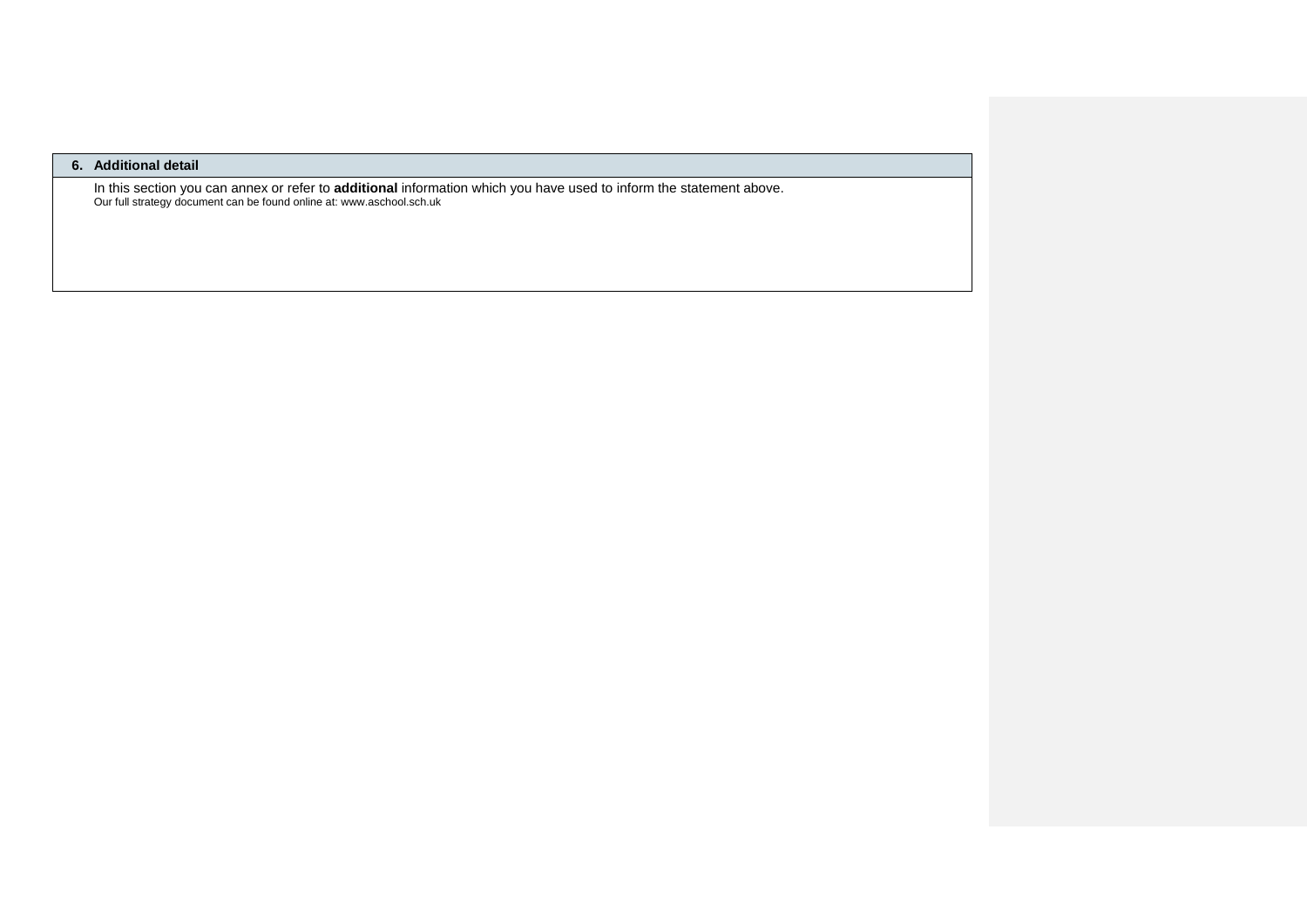## 6. Additional detail

In this section you can annex or refer to **additional** information which you have used to inform the statement above.

Our full strategy document can be found online at: www.aschool.sch.uk